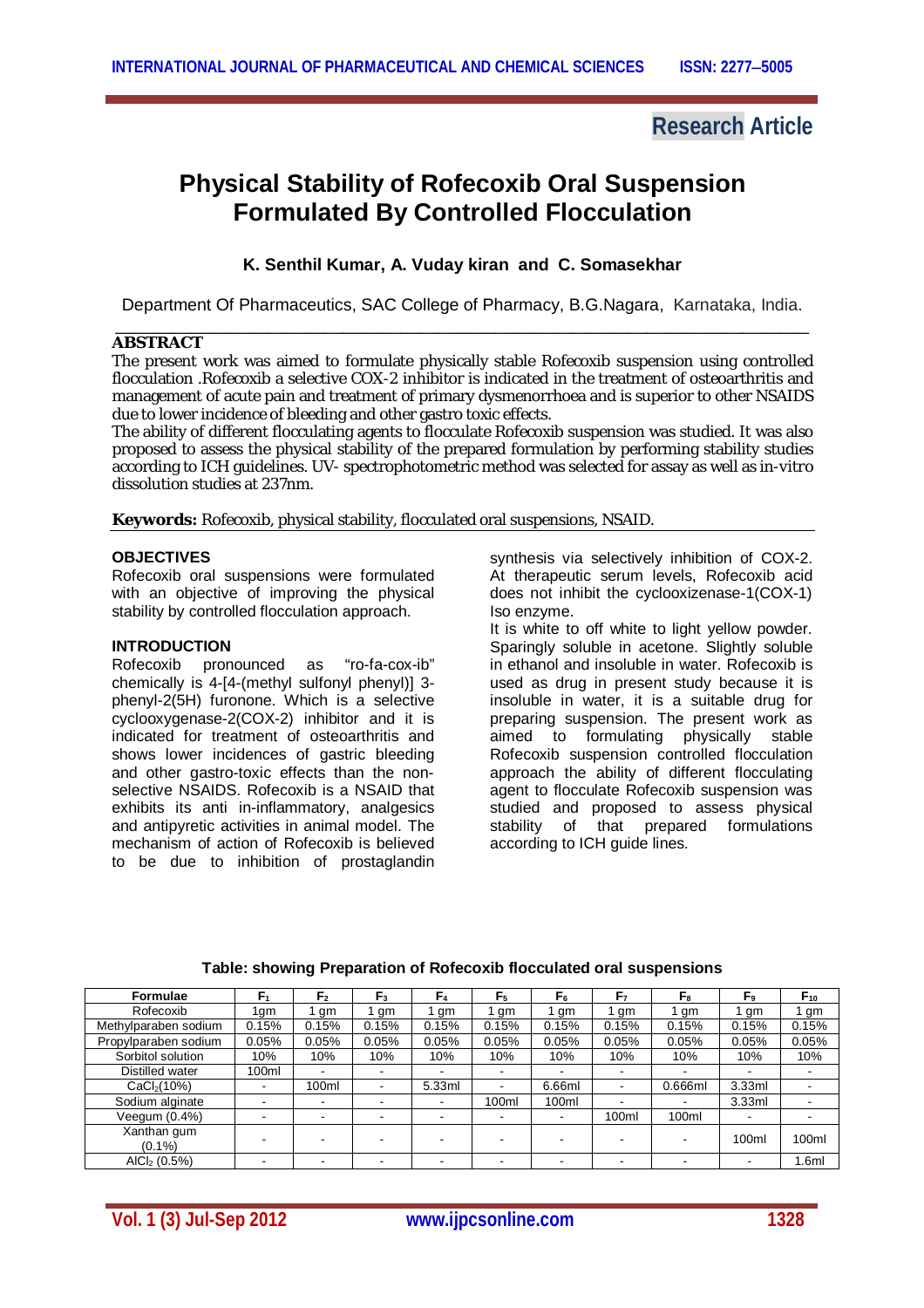Research Article

# Physical Stability of Rofecoxib Oral Suspension Formulated By Controlled Flocculation

**K. Senthil Kumar, A. Vuday kiran and C. Somasekhar**

Department Of Pharmaceutics, SAC College of Pharmacy, B.G.Nagara, Karnataka, India.

## ABSTRACT

The present work was aimed to formulate physically stable Rofecoxib suspension using controlled flocculation .Rofecoxib a selective COX-2 inhibitor is indicated in the treatment of osteoarthritis and management of acute pain and treatment of primary dysmenorrhoea and is superior to other NSAIDS due to lower incidence of bleeding and other gastro toxic effects.

The ability of different flocculating agents to flocculate Rofecoxib suspension was studied. It was also proposed to assess the physical stability of the prepared formulation by performing stability studies according to ICH guidelines. UV- spectrophotometric method was selected for assay as well as in-vitro dissolution studies at 237nm.

**Keywords:** Rofecoxib, physical stability, flocculated oral suspensions, NSAID.

## OBJECTIVES

Rofecoxib oral suspensions were formulated with an objective of improving the physical stability by controlled flocculation approach.

## INTRODUCTION

Rofecoxib pronounced as "ro-fa-cox-ib" chemically is 4-[4-(methyl sulfonyl phenyl)] 3-phenyl-2(5H) furonone. Which is a selective cyclooxygenase-2(COX-2) inhibitor and it is indicated for treatment of osteoarthritis and shows lower incidences of gastric bleeding and other gastro-toxic effects than the non-selective NSAIDS. Rofecoxib is a NSAID that exhibits its anti in-inflammatory, analgesics and antipyretic activities in animal model. The mechanism of action of Rofecoxib is believed to be due to inhibition of prostaglandin synthesis via selectively inhibition of COX-2. At therapeutic serum levels, Rofecoxib acid does not inhibit the cyclooxizenase-1(COX-1) Iso enzyme.

It is white to off white to light yellow powder. Sparingly soluble in acetone. Slightly soluble in ethanol and insoluble in water. Rofecoxib is used as drug in present study because it is insoluble in water, it is a suitable drug for preparing suspension. The present work as aimed to formulating physically stable Rofecoxib suspension controlled flocculation approach the ability of different flocculating agent to flocculate Rofecoxib suspension was studied and proposed to assess physical stability of that prepared formulations according to ICH guide lines.

**Table: showing Preparation of Rofecoxib flocculated oral suspensions**

| Formulae | $F_1$ | $F_2$ | $F_3$ | $F_4$ | $F_5$ | $F_6$ | $F_7$ | $F_8$ | $F_9$ | $F_{10}$ |
|---|---|---|---|---|---|---|---|---|---|---|
| Rofecoxib | 1gm | 1 gm | 1 gm | 1 gm | 1 gm | 1 gm | 1 gm | 1 gm | 1 gm | 1 gm |
| Methylparaben sodium | 0.15% | 0.15% | 0.15% | 0.15% | 0.15% | 0.15% | 0.15% | 0.15% | 0.15% | 0.15% |
| Propylparaben sodium | 0.05% | 0.05% | 0.05% | 0.05% | 0.05% | 0.05% | 0.05% | 0.05% | 0.05% | 0.05% |
| Sorbitol solution | 10% | 10% | 10% | 10% | 10% | 10% | 10% | 10% | 10% | 10% |
| Distilled water | 100ml | - | - | - | - | - | - | - | - | - |
| $CaCl_2$(10%) | - | 100ml | - | 5.33ml | - | 6.66ml | - | 0.666ml | 3.33ml | - |
| Sodium alginate | - | - | - | - | 100ml | 100ml | - | - | 3.33ml | - |
| Veegum (0.4%) | - | - | - | - | - | - | 100ml | 100ml | - | - |
| Xanthan gum (0.1%) | - | - | - | - | - | - | - | - | 100ml | 100ml |
| $AlCl_2$ (0.5%) | - | - | - | - | - | - | - | - | - | 1.6ml |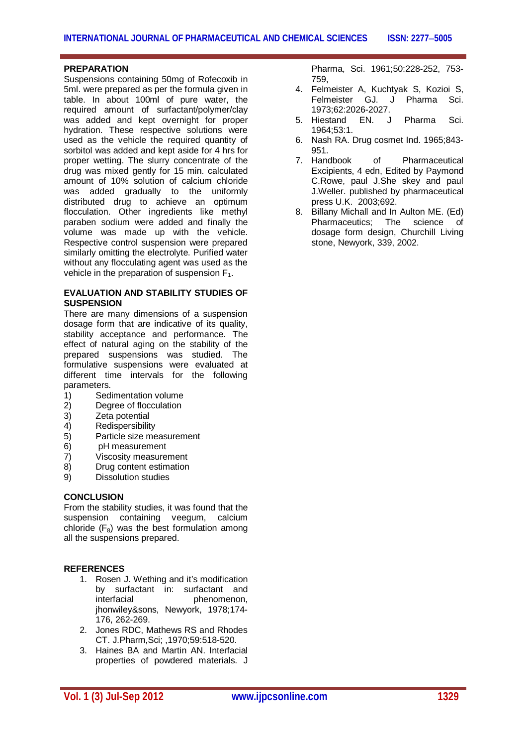## PREPARATION

Suspensions containing 50mg of Rofecoxib in 5ml. were prepared as per the formula given in table. In about 100ml of pure water, the required amount of surfactant/polymer/clay was added and kept overnight for proper hydration. These respective solutions were used as the vehicle the required quantity of sorbitol was added and kept aside for 4 hrs for proper wetting. The slurry concentrate of the drug was mixed gently for 15 min. calculated amount of 10% solution of calcium chloride was added gradually to the uniformly distributed drug to achieve an optimum flocculation. Other ingredients like methyl paraben sodium were added and finally the volume was made up with the vehicle. Respective control suspension were prepared similarly omitting the electrolyte. Purified water without any flocculating agent was used as the vehicle in the preparation of suspension $F_1$.

## EVALUATION AND STABILITY STUDIES OF SUSPENSION

There are many dimensions of a suspension dosage form that are indicative of its quality, stability acceptance and performance. The effect of natural aging on the stability of the prepared suspensions was studied. The formulative suspensions were evaluated at different time intervals for the following parameters.

1) Sedimentation volume
2) Degree of flocculation
3) Zeta potential
4) Redispersibility
5) Particle size measurement
6) pH measurement
7) Viscosity measurement
8) Drug content estimation
9) Dissolution studies

## CONCLUSION

From the stability studies, it was found that the suspension containing veegum, calcium chloride ($F_8$) was the best formulation among all the suspensions prepared.

## REFERENCES

1. Rosen J. Wething and it's modification by surfactant in: surfactant and interfacial phenomenon, jhonwiley&sons, Newyork, 1978;174-176, 262-269.
2. Jones RDC, Mathews RS and Rhodes CT. J.Pharm,Sci; ,1970;59:518-520.
3. Haines BA and Martin AN. Interfacial properties of powdered materials. J Pharma, Sci. 1961;50:228-252, 753-759,
4. Felmeister A, Kuchtyak S, Kozioi S, Felmeister GJ. J Pharma Sci. 1973;62:2026-2027.
5. Hiestand EN. J Pharma Sci. 1964;53:1.
6. Nash RA. Drug cosmet Ind. 1965;843-951.
7. Handbook of Pharmaceutical Excipients, 4 edn, Edited by Paymond C.Rowe, paul J.She skey and paul J.Weller. published by pharmaceutical press U.K. 2003;692.
8. Billany Michall and In Aulton ME. (Ed) Pharmaceutics; The science of dosage form design, Churchill Living stone, Newyork, 339, 2002.